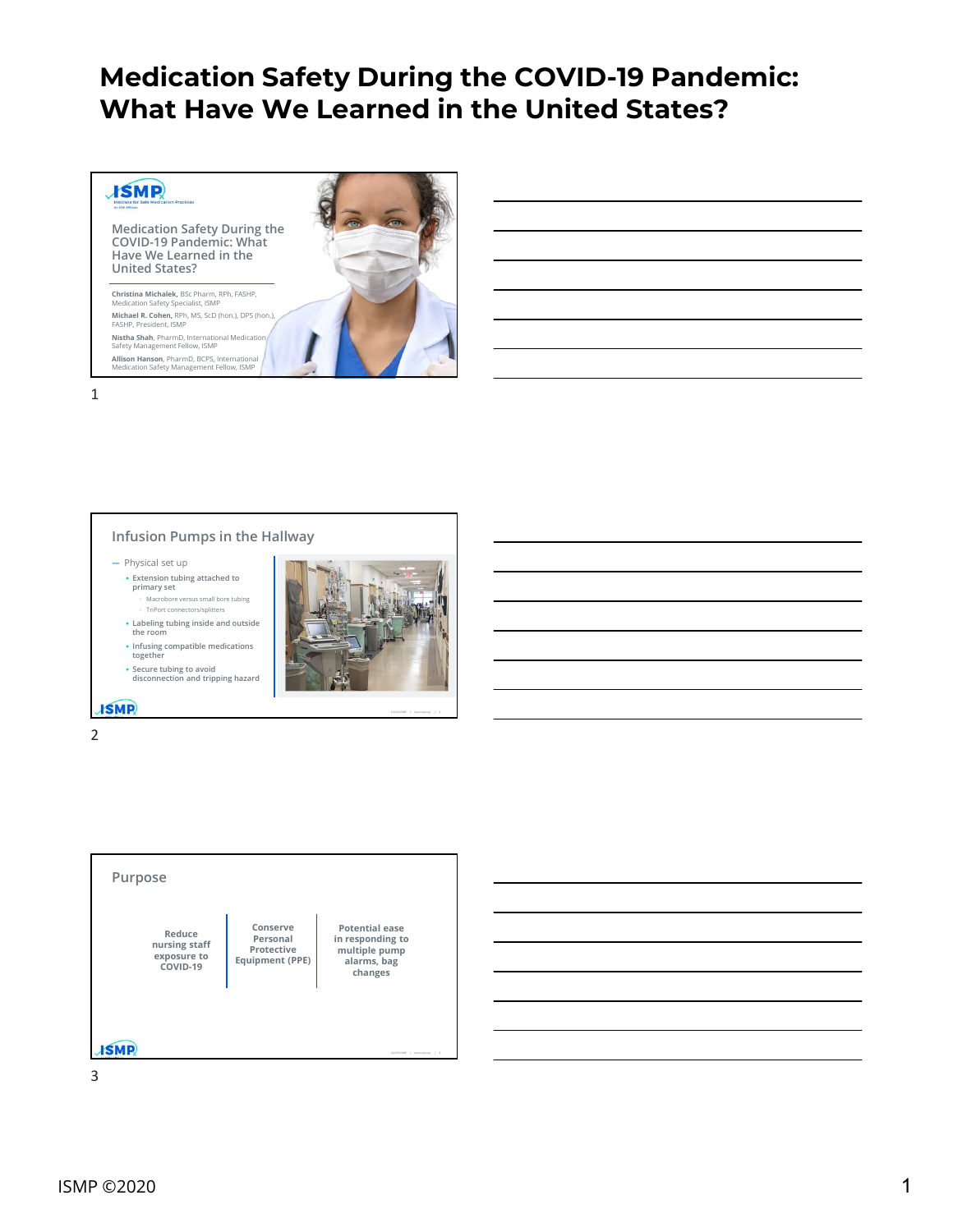# Medication Safety During the COVID-19 Pandemic: What Have We Learned in the United States?

ISMP Institute for Safe Medication Practices

Medication Safety During the COVID-19 Pandemic: What Have We Learned in the United States?

**Christina Michalek**, BSc Pharm, RPh, FASHP, Medication Safety Specialist, ISMP

**Michael R. Cohen**, RPh, MS, ScD (hon.), DPS (hon.), FASHP, President, ISMP

**Nistha Shah**, PharmD, International Medication Safety Management Fellow, ISMP

**Allison Hanson**, PharmD, BCPS, International Medication Safety Management Fellow, ISMP

1

## Infusion Pumps in the Hallway

- Physical set up
  - Extension tubing attached to primary set
    - Macrobore versus small bore tubing
    - TriPort connectors/splitters
  - Labeling tubing inside and outside the room
  - Infusing compatible medications together
  - Secure tubing to avoid disconnection and tripping hazard

2

## Purpose

- Reduce nursing staff exposure to COVID-19
- Conserve Personal Protective Equipment (PPE)
- Potential ease in responding to multiple pump alarms, bag changes

3

ISMP ©2020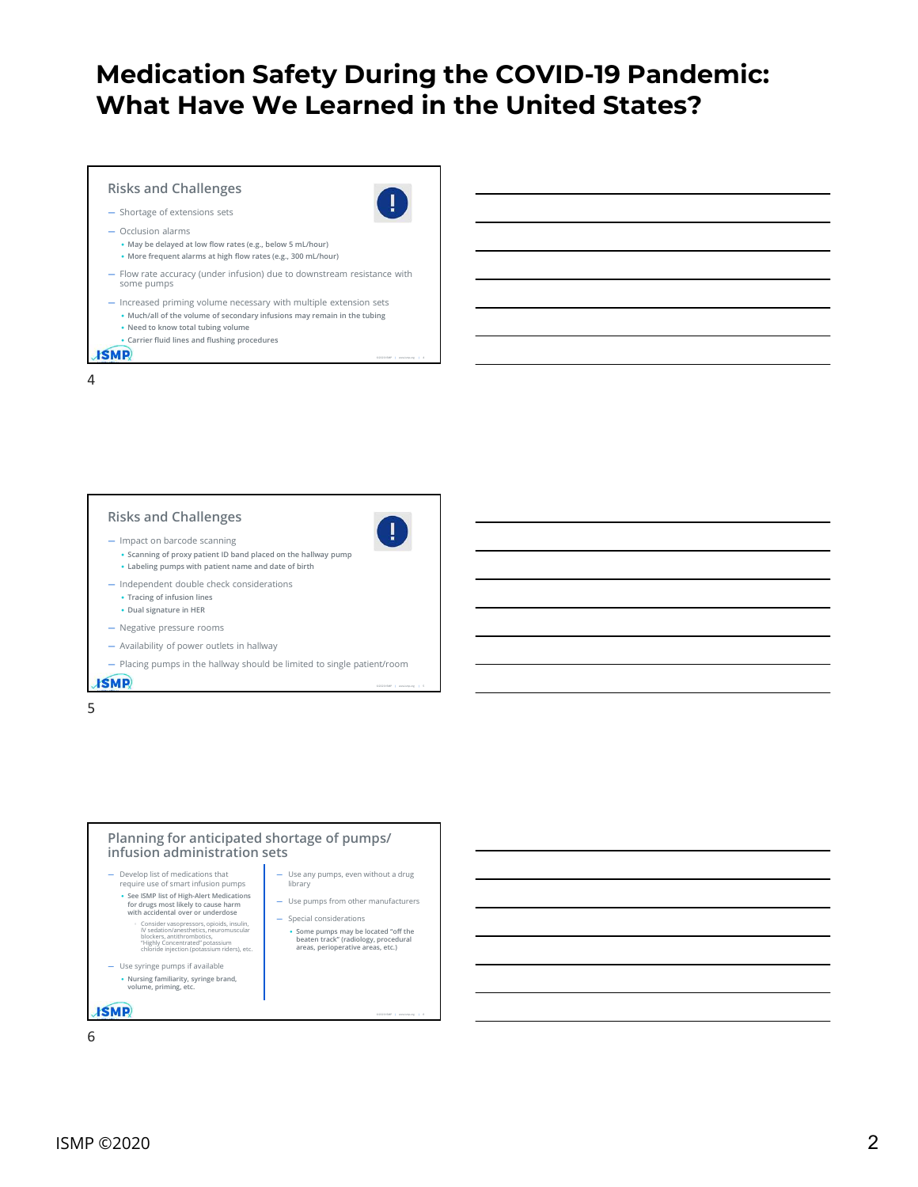# Medication Safety During the COVID-19 Pandemic: What Have We Learned in the United States?

## Risks and Challenges

- Shortage of extensions sets
- Occlusion alarms
  - May be delayed at low flow rates (e.g., below 5 mL/hour)
  - More frequent alarms at high flow rates (e.g., 300 mL/hour)
- Flow rate accuracy (under infusion) due to downstream resistance with some pumps
- Increased priming volume necessary with multiple extension sets
  - Much/all of the volume of secondary infusions may remain in the tubing
  - Need to know total tubing volume
  - Carrier fluid lines and flushing procedures

4

## Risks and Challenges

- Impact on barcode scanning
  - Scanning of proxy patient ID band placed on the hallway pump
  - Labeling pumps with patient name and date of birth
- Independent double check considerations
  - Tracing of infusion lines
  - Dual signature in HER
- Negative pressure rooms
- Availability of power outlets in hallway
- Placing pumps in the hallway should be limited to single patient/room

5

## Planning for anticipated shortage of pumps/ infusion administration sets

- Develop list of medications that require use of smart infusion pumps
  - See ISMP list of High-Alert Medications for drugs most likely to cause harm with accidental over or underdose
    - Consider vasopressors, opioids, insulin, IV sedation/anesthetics, neuromuscular blockers, antithrombotics, "Highly Concentrated" potassium chloride injection (potassium riders), etc.
- Use syringe pumps if available
  - Nursing familiarity, syringe brand, volume, priming, etc.
- Use any pumps, even without a drug library
- Use pumps from other manufacturers
- Special considerations
  - Some pumps may be located "off the beaten track" (radiology, procedural areas, perioperative areas, etc.)

6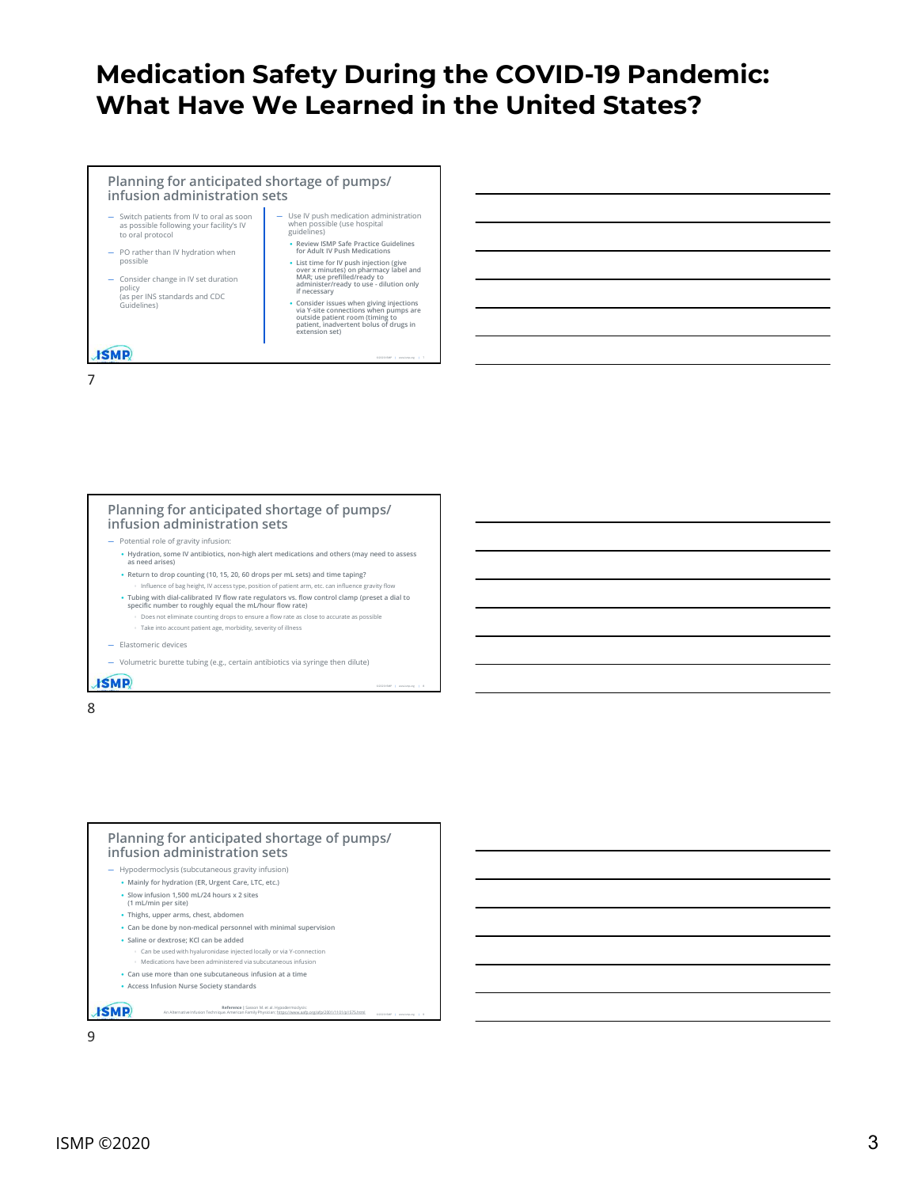# Medication Safety During the COVID-19 Pandemic: What Have We Learned in the United States?

## Planning for anticipated shortage of pumps/ infusion administration sets

- Switch patients from IV to oral as soon as possible following your facility's IV to oral protocol
- PO rather than IV hydration when possible
- Consider change in IV set duration policy (as per INS standards and CDC Guidelines)
- Use IV push medication administration when possible (use hospital guidelines)
  - Review ISMP Safe Practice Guidelines for Adult IV Push Medications
  - List time for IV push injection (give over x minutes) on pharmacy label and MAR; use prefilled/ready to administer/ready to use - dilution only if necessary
  - Consider issues when giving injections via Y-site connections when pumps are outside patient room (timing to patient, inadvertent bolus of drugs in extension set)

7

## Planning for anticipated shortage of pumps/ infusion administration sets

- Potential role of gravity infusion:
  - Hydration, some IV antibiotics, non-high alert medications and others (may need to assess as need arises)
  - Return to drop counting (10, 15, 20, 60 drops per mL sets) and time taping?
    - Influence of bag height, IV access type, position of patient arm, etc. can influence gravity flow
  - Tubing with dial-calibrated IV flow rate regulators vs. flow control clamp (preset a dial to specific number to roughly equal the mL/hour flow rate)
    - Does not eliminate counting drops to ensure a flow rate as close to accurate as possible
    - Take into account patient age, morbidity, severity of illness
- Elastomeric devices
- Volumetric burette tubing (e.g., certain antibiotics via syringe then dilute)

8

## Planning for anticipated shortage of pumps/ infusion administration sets

- Hypodermoclysis (subcutaneous gravity infusion)
  - Mainly for hydration (ER, Urgent Care, LTC, etc.)
  - Slow infusion 1,500 mL/24 hours x 2 sites (1 mL/min per site)
  - Thighs, upper arms, chest, abdomen
  - Can be done by non-medical personnel with minimal supervision
  - Saline or dextrose; KCl can be added
    - Can be used with hyaluronidase injected locally or via Y-connection
    - Medications have been administered via subcutaneous infusion
  - Can use more than one subcutaneous infusion at a time
  - Access Infusion Nurse Society standards

Reference | Sasson M. et al. Hypodermoclysis: An Alternative Infusion Technique. American Family Physician. https://www.aafp.org/afp/2001/1101/p1575.html

9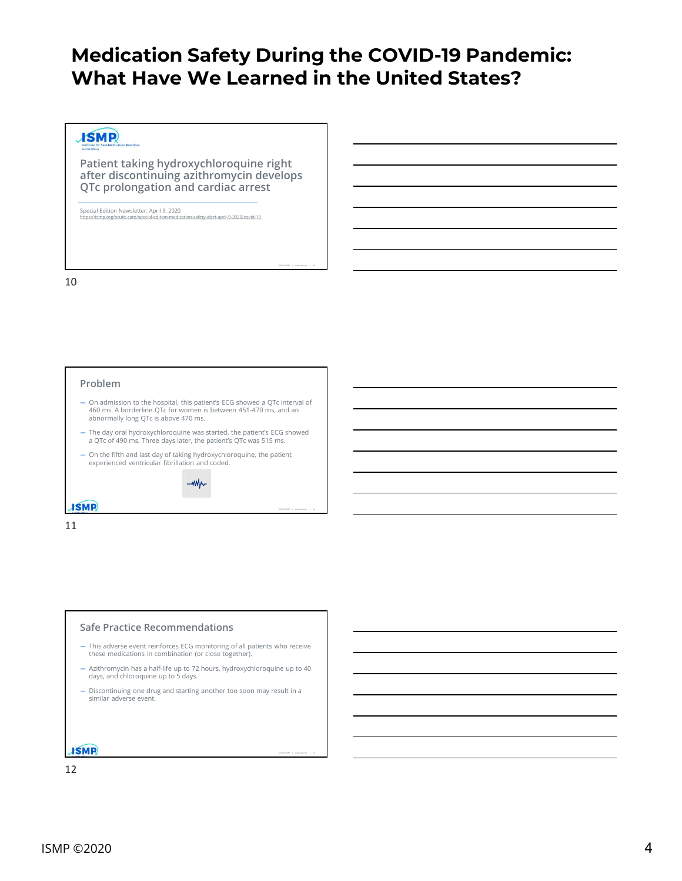# Medication Safety During the COVID-19 Pandemic: What Have We Learned in the United States?

## Patient taking hydroxychloroquine right after discontinuing azithromycin develops QTc prolongation and cardiac arrest

Special Edition Newsletter: April 9, 2020
https://ismp.org/acute-care/special-edition-medication-safety-alert-april-9-2020/covid-19

10

## Problem

- On admission to the hospital, this patient's ECG showed a QTc interval of 460 ms. A borderline QTc for women is between 451-470 ms, and an abnormally long QTc is above 470 ms.
- The day oral hydroxychloroquine was started, the patient's ECG showed a QTc of 490 ms. Three days later, the patient's QTc was 515 ms.
- On the fifth and last day of taking hydroxychloroquine, the patient experienced ventricular fibrillation and coded.

11

## Safe Practice Recommendations

- This adverse event reinforces ECG monitoring of all patients who receive these medications in combination (or close together).
- Azithromycin has a half-life up to 72 hours, hydroxychloroquine up to 40 days, and chloroquine up to 5 days.
- Discontinuing one drug and starting another too soon may result in a similar adverse event.

12

ISMP ©2020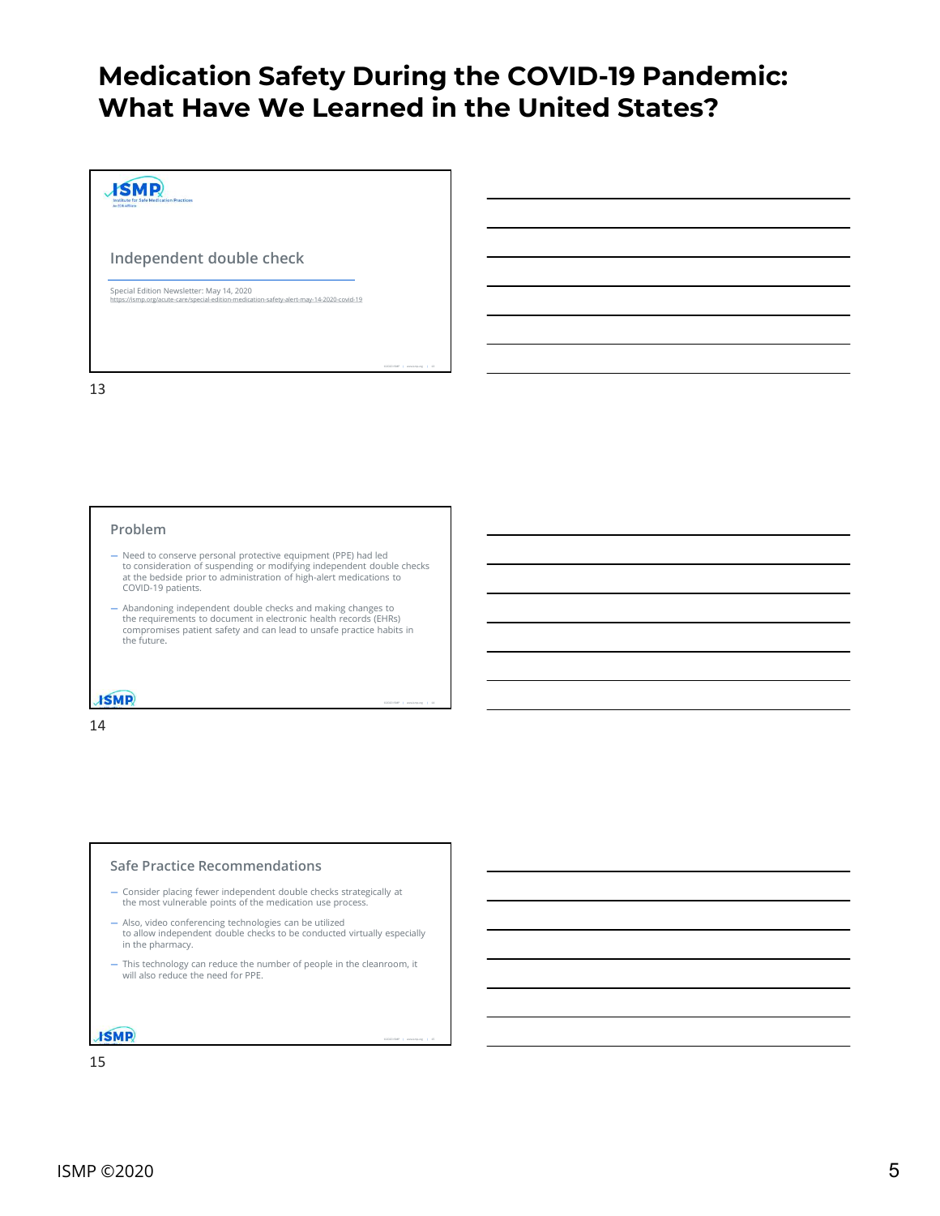# Medication Safety During the COVID-19 Pandemic: What Have We Learned in the United States?

## Independent double check

Special Edition Newsletter: May 14, 2020
https://ismp.org/acute-care/special-edition-medication-safety-alert-may-14-2020-covid-19

13

## Problem

- Need to conserve personal protective equipment (PPE) had led to consideration of suspending or modifying independent double checks at the bedside prior to administration of high-alert medications to COVID-19 patients.
- Abandoning independent double checks and making changes to the requirements to document in electronic health records (EHRs) compromises patient safety and can lead to unsafe practice habits in the future.

14

## Safe Practice Recommendations

- Consider placing fewer independent double checks strategically at the most vulnerable points of the medication use process.
- Also, video conferencing technologies can be utilized to allow independent double checks to be conducted virtually especially in the pharmacy.
- This technology can reduce the number of people in the cleanroom, it will also reduce the need for PPE.

15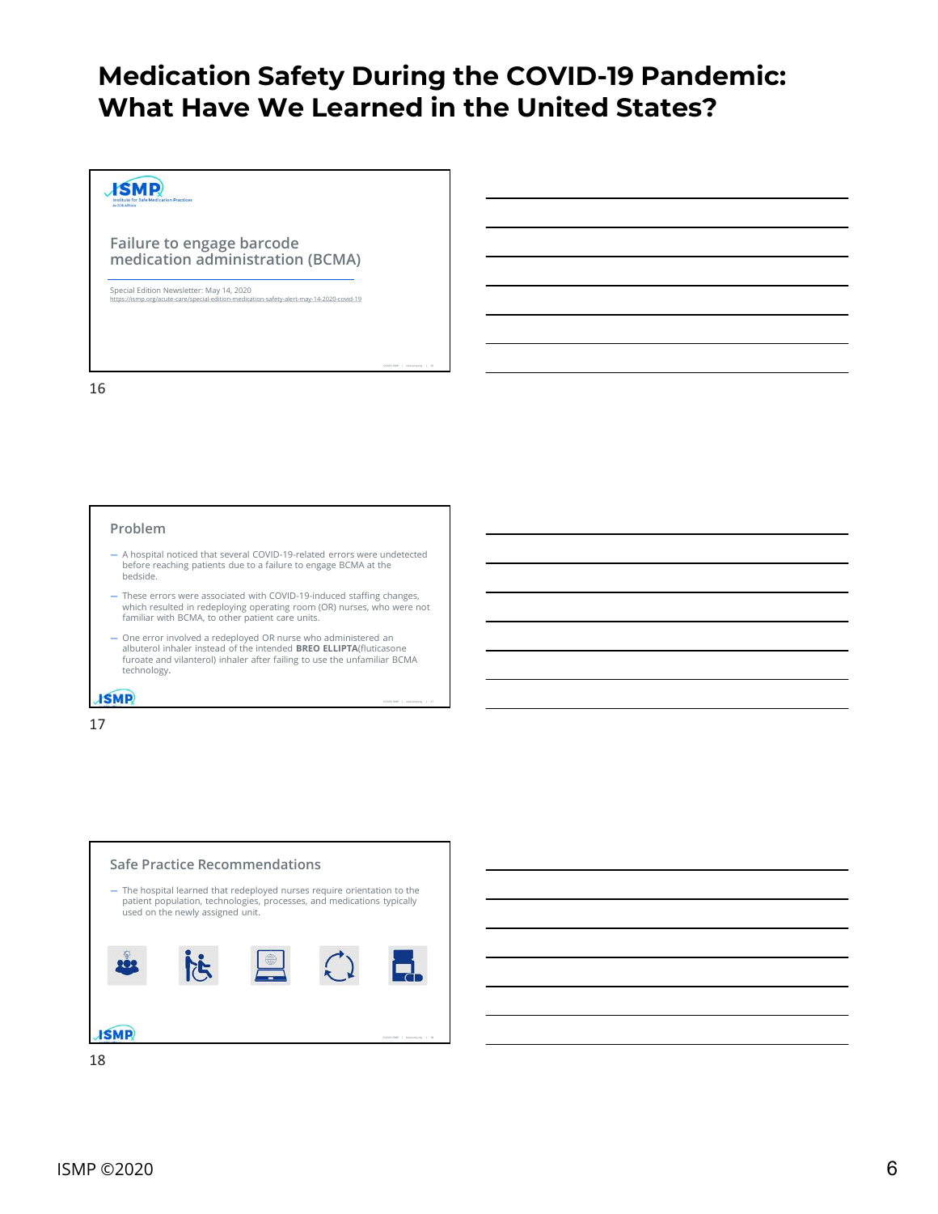# Medication Safety During the COVID-19 Pandemic: What Have We Learned in the United States?

## Failure to engage barcode medication administration (BCMA)

Special Edition Newsletter: May 14, 2020
https://ismp.org/acute-care/special-edition-medication-safety-alert-may-14-2020-covid-19

16

## Problem

- A hospital noticed that several COVID-19-related errors were undetected before reaching patients due to a failure to engage BCMA at the bedside.
- These errors were associated with COVID-19-induced staffing changes, which resulted in redeploying operating room (OR) nurses, who were not familiar with BCMA, to other patient care units.
- One error involved a redeployed OR nurse who administered an albuterol inhaler instead of the intended **BREO ELLIPTA**(fluticasone furoate and vilanterol) inhaler after failing to use the unfamiliar BCMA technology.

17

## Safe Practice Recommendations

- The hospital learned that redeployed nurses require orientation to the patient population, technologies, processes, and medications typically used on the newly assigned unit.

18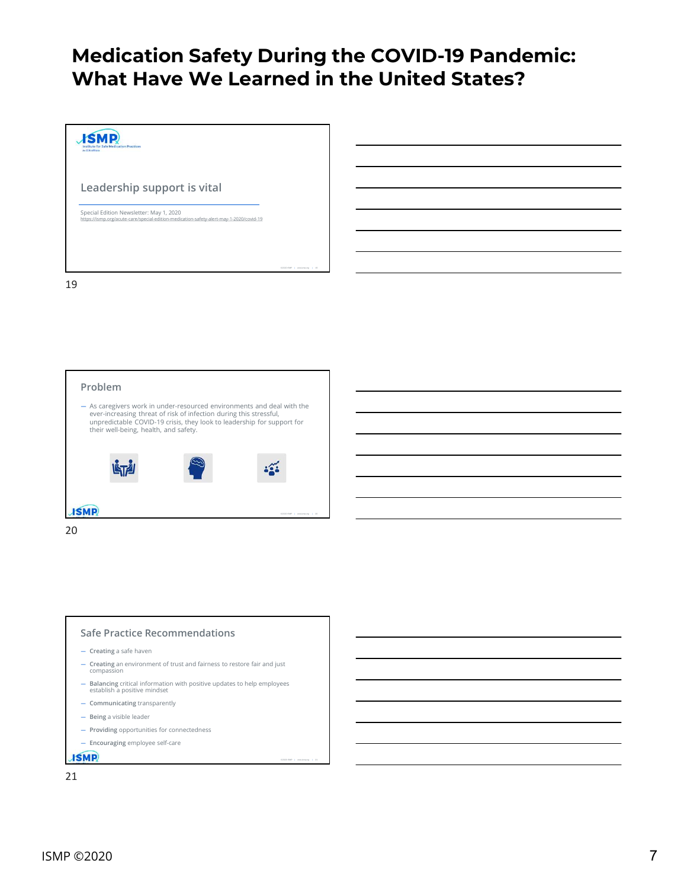# Medication Safety During the COVID-19 Pandemic: What Have We Learned in the United States?

## Leadership support is vital

Special Edition Newsletter: May 1, 2020
https://ismp.org/acute-care/special-edition-medication-safety-alert-may-1-2020/covid-19

## Problem

- As caregivers work in under-resourced environments and deal with the ever-increasing threat of risk of infection during this stressful, unpredictable COVID-19 crisis, they look to leadership for support for their well-being, health, and safety.

## Safe Practice Recommendations

- **Creating** a safe haven
- **Creating** an environment of trust and fairness to restore fair and just compassion
- **Balancing** critical information with positive updates to help employees establish a positive mindset
- **Communicating** transparently
- **Being** a visible leader
- **Providing** opportunities for connectedness
- **Encouraging** employee self-care

ISMP ©2020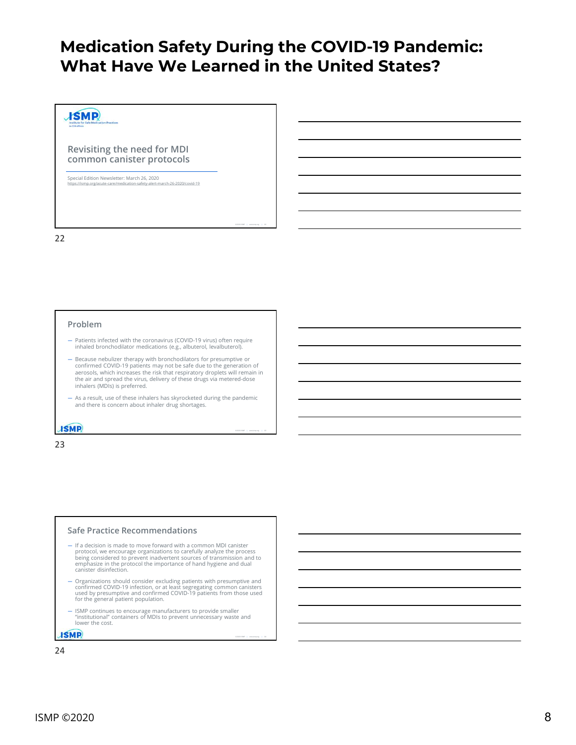# Medication Safety During the COVID-19 Pandemic: What Have We Learned in the United States?

ISMP Institute for Safe Medication Practices

## Revisiting the need for MDI common canister protocols

Special Edition Newsletter: March 26, 2020
https://ismp.org/acute-care/medication-safety-alert-march-26-2020/covid-19

22

## Problem

- Patients infected with the coronavirus (COVID-19 virus) often require inhaled bronchodilator medications (e.g., albuterol, levalbuterol).
- Because nebulizer therapy with bronchodilators for presumptive or confirmed COVID-19 patients may not be safe due to the generation of aerosols, which increases the risk that respiratory droplets will remain in the air and spread the virus, delivery of these drugs via metered-dose inhalers (MDIs) is preferred.
- As a result, use of these inhalers has skyrocketed during the pandemic and there is concern about inhaler drug shortages.

23

## Safe Practice Recommendations

- If a decision is made to move forward with a common MDI canister protocol, we encourage organizations to carefully analyze the process being considered to prevent inadvertent sources of transmission and to emphasize in the protocol the importance of hand hygiene and dual canister disinfection.
- Organizations should consider excluding patients with presumptive and confirmed COVID-19 infection, or at least segregating common canisters used by presumptive and confirmed COVID-19 patients from those used for the general patient population.
- ISMP continues to encourage manufacturers to provide smaller "institutional" containers of MDIs to prevent unnecessary waste and lower the cost.

24

ISMP ©2020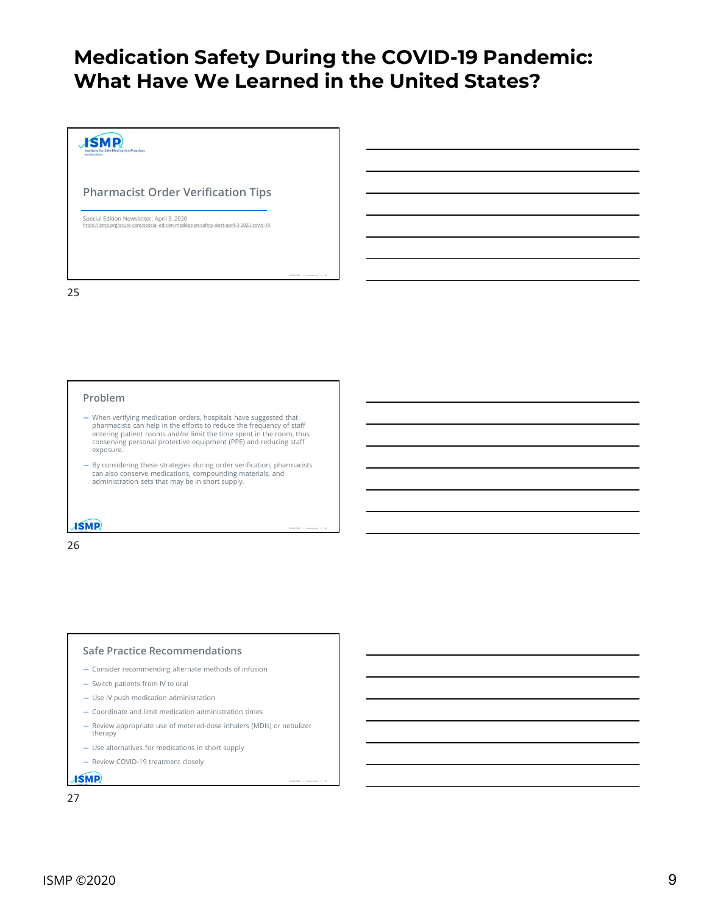# Medication Safety During the COVID-19 Pandemic: What Have We Learned in the United States?

## Pharmacist Order Verification Tips

Special Edition Newsletter: April 3, 2020
https://ismp.org/acute-care/special-edition-medication-safety-alert-april-3-2020-covid-19

25

## Problem

- When verifying medication orders, hospitals have suggested that pharmacists can help in the efforts to reduce the frequency of staff entering patient rooms and/or limit the time spent in the room, thus conserving personal protective equipment (PPE) and reducing staff exposure.
- By considering these strategies during order verification, pharmacists can also conserve medications, compounding materials, and administration sets that may be in short supply.

26

## Safe Practice Recommendations

- Consider recommending alternate methods of infusion
- Switch patients from IV to oral
- Use IV push medication administration
- Coordinate and limit medication administration times
- Review appropriate use of metered-dose inhalers (MDIs) or nebulizer therapy
- Use alternatives for medications in short supply
- Review COVID-19 treatment closely

27

ISMP ©2020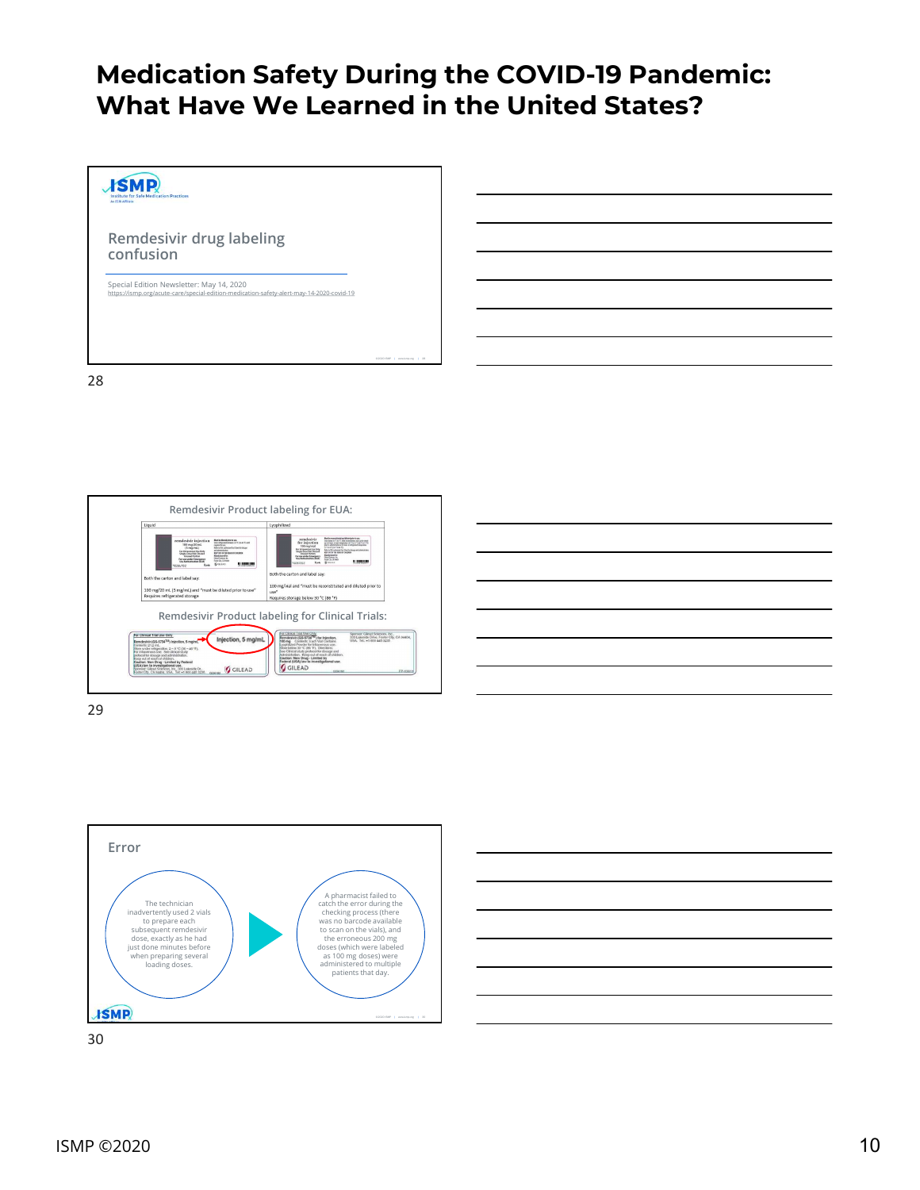# Medication Safety During the COVID-19 Pandemic: What Have We Learned in the United States?

ISMP
Institute for Safe Medication Practices

## Remdesivir drug labeling confusion

Special Edition Newsletter: May 14, 2020
https://ismp.org/acute-care/special-edition-medication-safety-alert-may-14-2020-covid-19

## Remdesivir Product labeling for EUA:

| Liquid | Lyophilized |
| --- | --- |
| Both the carton and label say: | Both the carton and label say: |
| 100 mg/20 mL (5 mg/mL) and "must be diluted prior to use" | 100 mg/vial and "must be reconstituted and diluted prior to use" |
| Requires refrigerated storage | Requires storage below 30 °C (86 °F) |

## Remdesivir Product labeling for Clinical Trials:

Injection, 5 mg/mL

## Error

The technician inadvertently used 2 vials to prepare each subsequent remdesivir dose, exactly as he had just done minutes before when preparing several loading doses.

A pharmacist failed to catch the error during the checking process (there was no barcode available to scan on the vials), and the erroneous 200 mg doses (which were labeled as 100 mg doses) were administered to multiple patients that day.

ISMP ©2020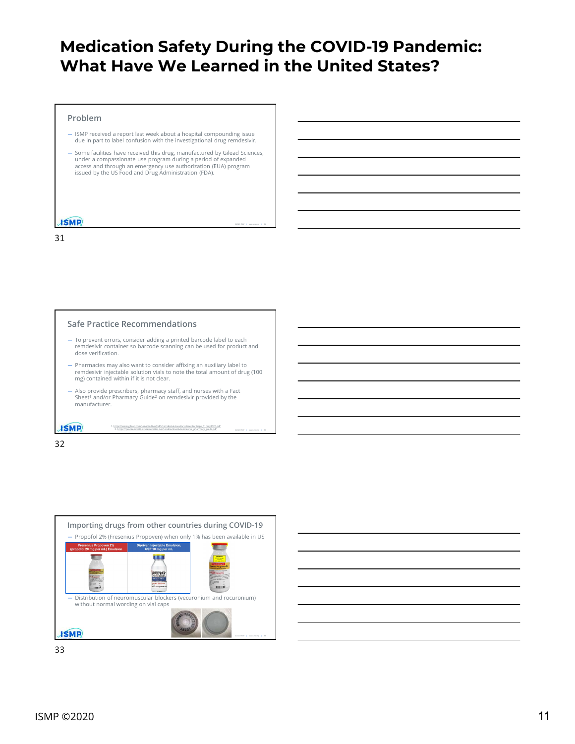# Medication Safety During the COVID-19 Pandemic: What Have We Learned in the United States?

## Problem

- ISMP received a report last week about a hospital compounding issue due in part to label confusion with the investigational drug remdesivir.
- Some facilities have received this drug, manufactured by Gilead Sciences, under a compassionate use program during a period of expanded access and through an emergency use authorization (EUA) program issued by the US Food and Drug Administration (FDA).

31

## Safe Practice Recommendations

- To prevent errors, consider adding a printed barcode label to each remdesivir container so barcode scanning can be used for product and dose verification.
- Pharmacies may also want to consider affixing an auxiliary label to remdesivir injectable solution vials to note the total amount of drug (100 mg) contained within if it is not clear.
- Also provide prescribers, pharmacy staff, and nurses with a Fact Sheet[1] and/or Pharmacy Guide[2] on remdesivir provided by the manufacturer.

1. https://www.gilead.com/-/media/files/pdfs/remdesivir/eua-fact-sheet-for-hcps_01may2020.pdf
2. https://rdvpharmacy.azurewebsites.net/us/downloads/remdesivir_pharmacy_guide.pdf

32

## Importing drugs from other countries during COVID-19

- Propofol 2% (Fresenius Propoven) when only 1% has been available in US

| Fresenius Propoven 2% (propofol 20 mg per mL) Emulsion | Diprivan Injectable Emulsion, USP 10 mg per mL |
| --- | --- |

- Distribution of neuromuscular blockers (vecuronium and rocuronium) without normal wording on vial caps

33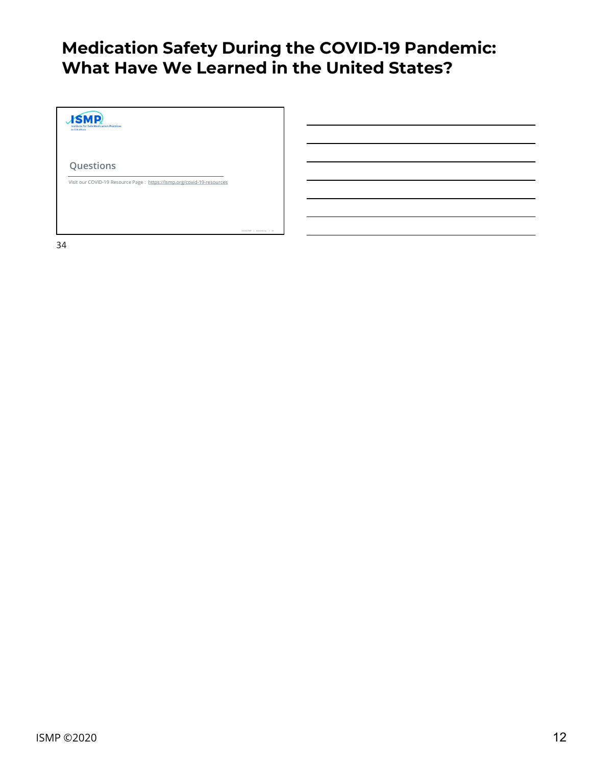# Medication Safety During the COVID-19 Pandemic: What Have We Learned in the United States?

ISMP
Institute for Safe Medication Practices
An ECRI Affiliate

## Questions

Visit our COVID-19 Resource Page : https://ismp.org/covid-19-resources

34